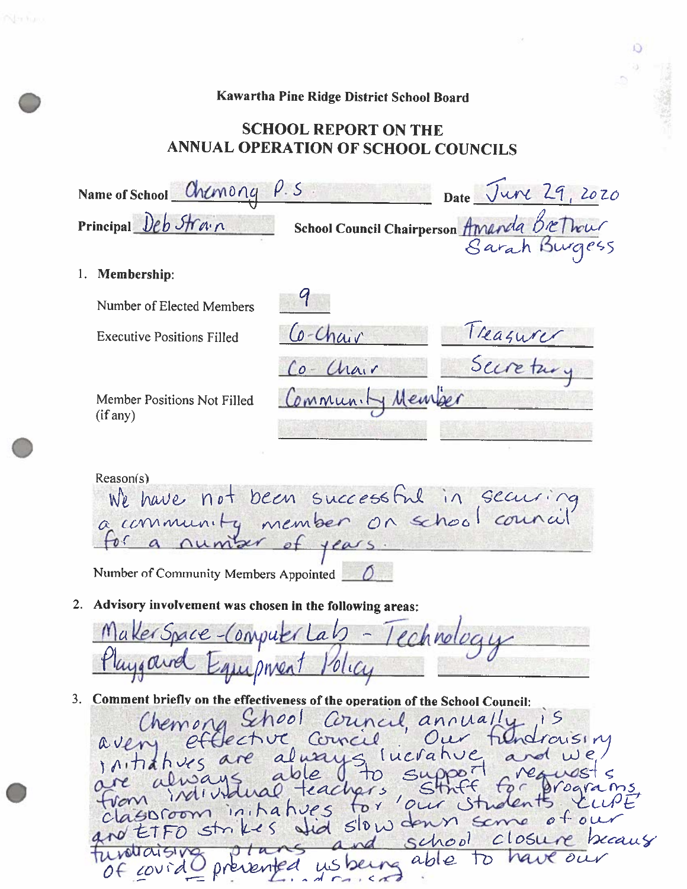**Kawartha Pine Ridge District School Board**

## SCHOOL REPORT ON THE ANNUAL OPERATION OF SCHOOL COUNCILS

Name of School: Chemong P.S  Date: June 29, 2020

Principal: Deb Strain  School Council Chairperson: Amanda Bethour, Sarah Burgess

1. **Membership**:

Number of Elected Members: 9

Executive Positions Filled: Co-Chair, Treasurer, Co-Chair, Secretary

Member Positions Not Filled (if any): Community Member

Reason(s): We have not been successful in securing a community member on school council for a number of years.

Number of Community Members Appointed: 0

2. **Advisory involvement was chosen in the following areas:**

MakerSpace - Computer Lab - Technology
Playground Equipment Policy

3. **Comment briefly on the effectiveness of the operation of the School Council:**

Chemong School Council, annually is a very effective council. Our fundraising initiatives are always lucrative and we are always able to support requests from individual teachers, staff for programs, classroom initiatives for our students. CUPE and ETFO strikes did slow down some of our fundraising plans and school closure because of covid prevented us being able to have our fundraiser.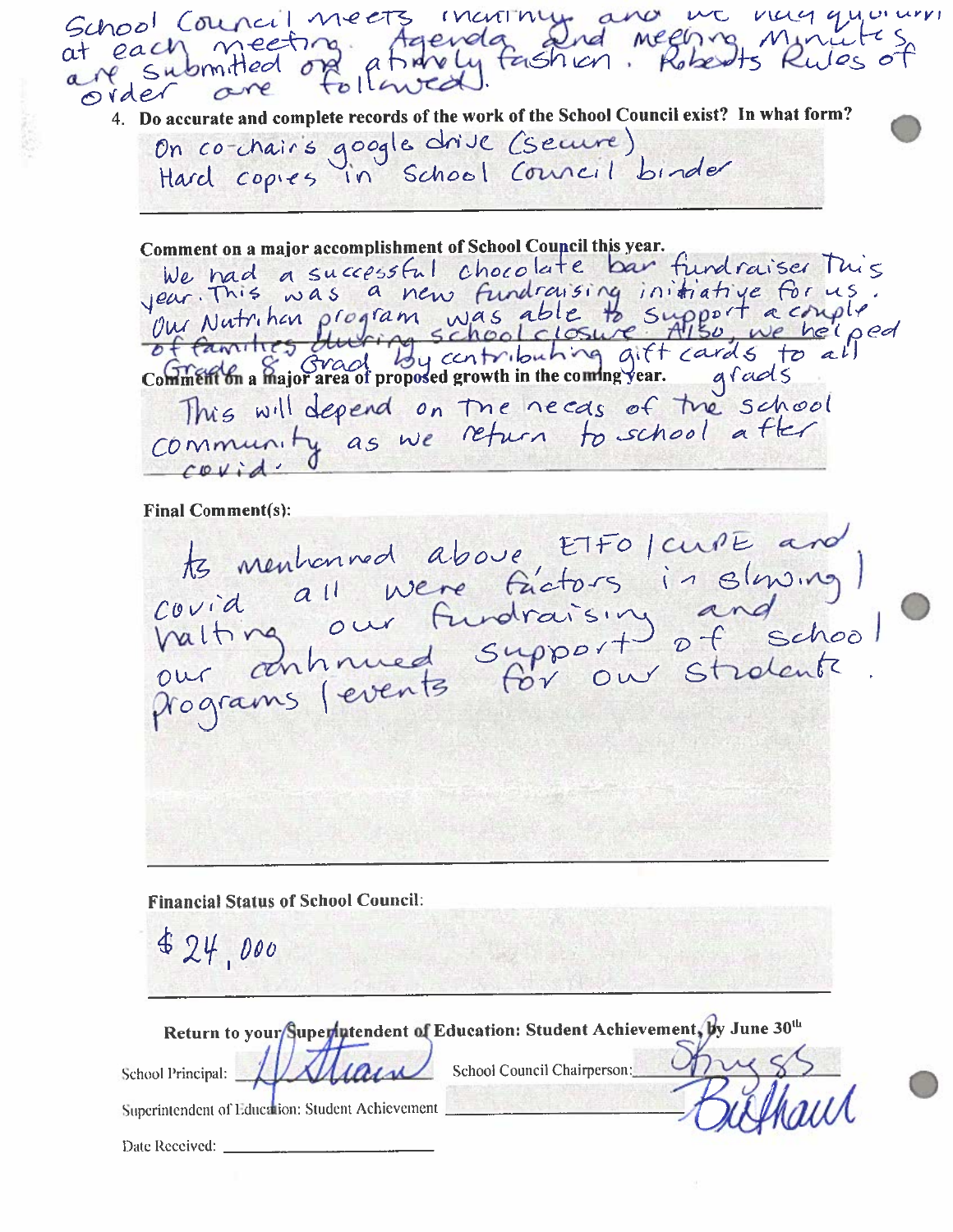School Council meets monthly and we had quorum at each meeting. Agenda and meeting Minutes are submitted on a timely fashion. Roberts Rules of order are followed.

4. **Do accurate and complete records of the work of the School Council exist? In what form?**

On co-chair's google drive (secure)
Hard copies in School Council binder

**Comment on a major accomplishment of School Council this year.**

We had a successful chocolate bar fundraiser this year. This was a new fundraising initiative for us. Our Nutrition program was able to support a couple of families during school closure. Also, we helped Grade 8 Grad by contributing gift cards to all grads

**Comment on a major area of proposed growth in the coming year.**

This will depend on the needs of the school community as we return to school after covid.

**Final Comment(s):**

As mentioned above ETFO/CUPE and covid all were factors in slowing/halting our fundraising and school our continued support for our students. programs/events

**Financial Status of School Council:**

$24,000

**Return to your Superintendent of Education: Student Achievement, by June 30th**

School Principal: [signature]

School Council Chairperson: [signature]

Superintendent of Education: Student Achievement [signature]

Date Received: ______________________